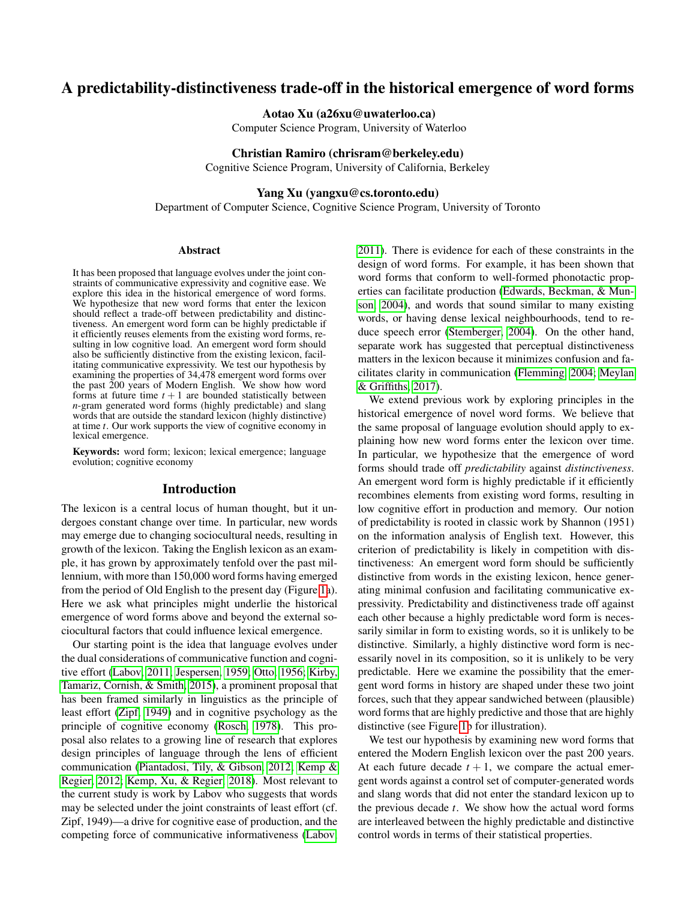# A predictability-distinctiveness trade-off in the historical emergence of word forms

**Aotao Xu (a26xu@uwaterloo.ca)**
Computer Science Program, University of Waterloo

**Christian Ramiro (chrisram@berkeley.edu)**
Cognitive Science Program, University of California, Berkeley

**Yang Xu (yangxu@cs.toronto.edu)**
Department of Computer Science, Cognitive Science Program, University of Toronto

## Abstract

It has been proposed that language evolves under the joint constraints of communicative expressivity and cognitive ease. We explore this idea in the historical emergence of word forms. We hypothesize that new word forms that enter the lexicon should reflect a trade-off between predictability and distinctiveness. An emergent word form can be highly predictable if it efficiently reuses elements from the existing word forms, resulting in low cognitive load. An emergent word form should also be sufficiently distinctive from the existing lexicon, facilitating communicative expressivity. We test our hypothesis by examining the properties of 34,478 emergent word forms over the past 200 years of Modern English. We show how word forms at future time $t+1$ are bounded statistically between $n$-gram generated word forms (highly predictable) and slang words that are outside the standard lexicon (highly distinctive) at time $t$. Our work supports the view of cognitive economy in lexical emergence.

**Keywords:** word form; lexicon; lexical emergence; language evolution; cognitive economy

## Introduction

The lexicon is a central locus of human thought, but it undergoes constant change over time. In particular, new words may emerge due to changing sociocultural needs, resulting in growth of the lexicon. Taking the English lexicon as an example, it has grown by approximately tenfold over the past millennium, with more than 150,000 word forms having emerged from the period of Old English to the present day (Figure 1a). Here we ask what principles might underlie the historical emergence of word forms above and beyond the external sociocultural factors that could influence lexical emergence.

Our starting point is the idea that language evolves under the dual considerations of communicative function and cognitive effort (Labov, 2011; Jespersen, 1959; Otto, 1956; Kirby, Tamariz, Cornish, & Smith, 2015), a prominent proposal that has been framed similarly in linguistics as the principle of least effort (Zipf, 1949) and in cognitive psychology as the principle of cognitive economy (Rosch, 1978). This proposal also relates to a growing line of research that explores design principles of language through the lens of efficient communication (Piantadosi, Tily, & Gibson, 2012; Kemp & Regier, 2012; Kemp, Xu, & Regier, 2018). Most relevant to the current study is work by Labov who suggests that words may be selected under the joint constraints of least effort (cf. Zipf, 1949)—a drive for cognitive ease of production, and the competing force of communicative informativeness (Labov, 2011). There is evidence for each of these constraints in the design of word forms. For example, it has been shown that word forms that conform to well-formed phonotactic properties can facilitate production (Edwards, Beckman, & Munson, 2004), and words that sound similar to many existing words, or having dense lexical neighbourhoods, tend to reduce speech error (Stemberger, 2004). On the other hand, separate work has suggested that perceptual distinctiveness matters in the lexicon because it minimizes confusion and facilitates clarity in communication (Flemming, 2004; Meylan & Griffiths, 2017).

We extend previous work by exploring principles in the historical emergence of novel word forms. We believe that the same proposal of language evolution should apply to explaining how new word forms enter the lexicon over time. In particular, we hypothesize that the emergence of word forms should trade off *predictability* against *distinctiveness*. An emergent word form is highly predictable if it efficiently recombines elements from existing word forms, resulting in low cognitive effort in production and memory. Our notion of predictability is rooted in classic work by Shannon (1951) on the information analysis of English text. However, this criterion of predictability is likely in competition with distinctiveness: An emergent word form should be sufficiently distinctive from words in the existing lexicon, hence generating minimal confusion and facilitating communicative expressivity. Predictability and distinctiveness trade off against each other because a highly predictable word form is necessarily similar in form to existing words, so it is unlikely to be distinctive. Similarly, a highly distinctive word form is necessarily novel in its composition, so it is unlikely to be very predictable. Here we examine the possibility that the emergent word forms in history are shaped under these two joint forces, such that they appear sandwiched between (plausible) word forms that are highly predictive and those that are highly distinctive (see Figure 1b for illustration).

We test our hypothesis by examining new word forms that entered the Modern English lexicon over the past 200 years. At each future decade $t+1$, we compare the actual emergent words against a control set of computer-generated words and slang words that did not enter the standard lexicon up to the previous decade $t$. We show how the actual word forms are interleaved between the highly predictable and distinctive control words in terms of their statistical properties.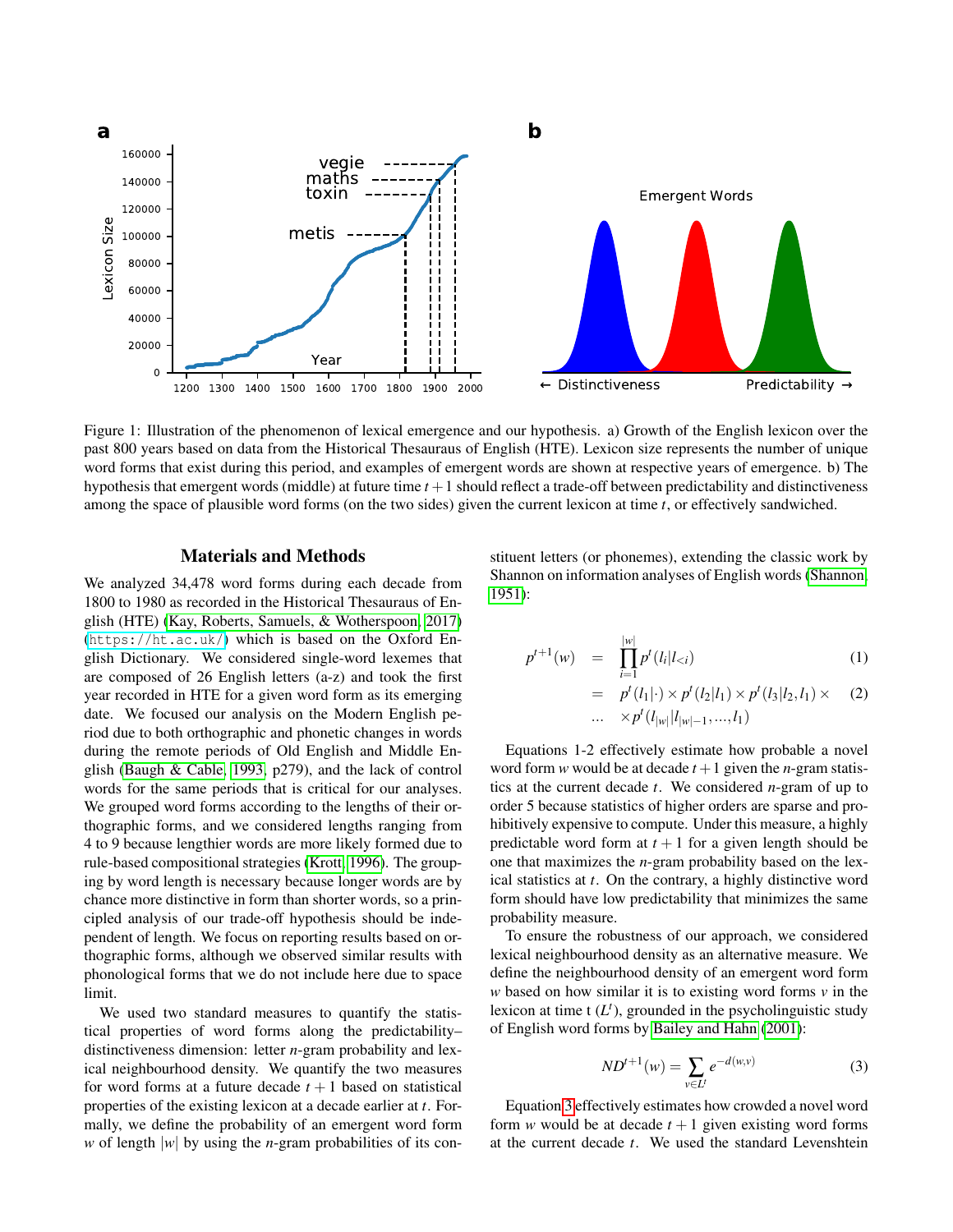Figure 1: Illustration of the phenomenon of lexical emergence and our hypothesis. a) Growth of the English lexicon over the past 800 years based on data from the Historical Thesaurus of English (HTE). Lexicon size represents the number of unique word forms that exist during this period, and examples of emergent words are shown at respective years of emergence. b) The hypothesis that emergent words (middle) at future time $t+1$ should reflect a trade-off between predictability and distinctiveness among the space of plausible word forms (on the two sides) given the current lexicon at time $t$, or effectively sandwiched.

## Materials and Methods

We analyzed 34,478 word forms during each decade from 1800 to 1980 as recorded in the Historical Thesaurus of English (HTE) (Kay, Roberts, Samuels, & Wotherspoon, 2017) (https://ht.ac.uk/) which is based on the Oxford English Dictionary. We considered single-word lexemes that are composed of 26 English letters (a-z) and took the first year recorded in HTE for a given word form as its emerging date. We focused our analysis on the Modern English period due to both orthographic and phonetic changes in words during the remote periods of Old English and Middle English (Baugh & Cable, 1993, p279), and the lack of control words for the same periods that is critical for our analyses. We grouped word forms according to the lengths of their orthographic forms, and we considered lengths ranging from 4 to 9 because lengthier words are more likely formed due to rule-based compositional strategies (Krott, 1996). The grouping by word length is necessary because longer words are by chance more distinctive in form than shorter words, so a principled analysis of our trade-off hypothesis should be independent of length. We focus on reporting results based on orthographic forms, although we observed similar results with phonological forms that we do not include here due to space limit.

We used two standard measures to quantify the statistical properties of word forms along the predictability–distinctiveness dimension: letter $n$-gram probability and lexical neighbourhood density. We quantify the two measures for word forms at a future decade $t+1$ based on statistical properties of the existing lexicon at a decade earlier at $t$. Formally, we define the probability of an emergent word form $w$ of length $|w|$ by using the $n$-gram probabilities of its constituent letters (or phonemes), extending the classic work by Shannon on information analyses of English words (Shannon, 1951):

$$
\begin{aligned}
p^{t+1}(w) &= \prod_{i=1}^{|w|} p^t(l_i|l_{<i}) & (1)\\
&= p^t(l_1|\cdot) \times p^t(l_2|l_1) \times p^t(l_3|l_2,l_1) \times & (2)\\
\ldots &\quad \times p^t(l_{|w|}|l_{|w|-1},\ldots,l_1)
\end{aligned}
$$

Equations 1-2 effectively estimate how probable a novel word form $w$ would be at decade $t+1$ given the $n$-gram statistics at the current decade $t$. We considered $n$-gram of up to order 5 because statistics of higher orders are sparse and prohibitively expensive to compute. Under this measure, a highly predictable word form at $t+1$ for a given length should be one that maximizes the $n$-gram probability based on the lexical statistics at $t$. On the contrary, a highly distinctive word form should have low predictability that minimizes the same probability measure.

To ensure the robustness of our approach, we considered lexical neighbourhood density as an alternative measure. We define the neighbourhood density of an emergent word form $w$ based on how similar it is to existing word forms $v$ in the lexicon at time t ($L^t$), grounded in the psycholinguistic study of English word forms by Bailey and Hahn (2001):

$$
ND^{t+1}(w) = \sum_{v \in L^t} e^{-d(w,v)} \quad (3)
$$

Equation 3 effectively estimates how crowded a novel word form $w$ would be at decade $t+1$ given existing word forms at the current decade $t$. We used the standard Levenshtein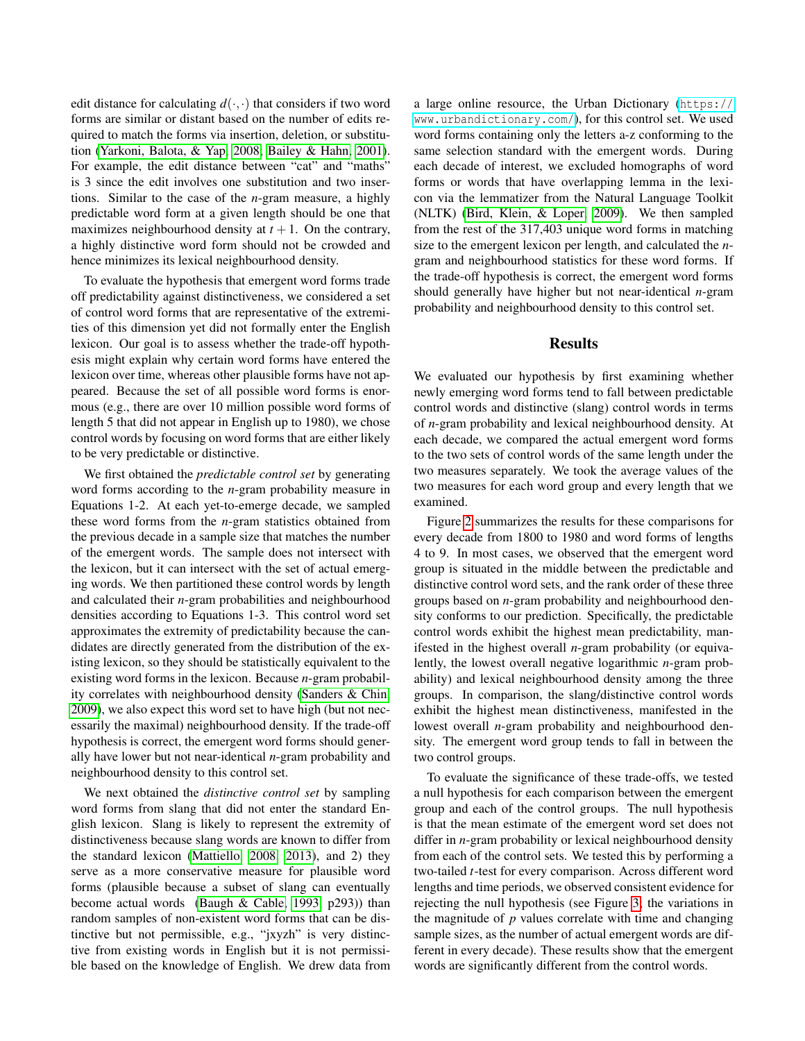edit distance for calculating $d(\cdot,\cdot)$ that considers if two word forms are similar or distant based on the number of edits required to match the forms via insertion, deletion, or substitution (Yarkoni, Balota, & Yap, 2008; Bailey & Hahn, 2001). For example, the edit distance between "cat" and "maths" is 3 since the edit involves one substitution and two insertions. Similar to the case of the *n*-gram measure, a highly predictable word form at a given length should be one that maximizes neighbourhood density at $t+1$. On the contrary, a highly distinctive word form should not be crowded and hence minimizes its lexical neighbourhood density.

To evaluate the hypothesis that emergent word forms trade off predictability against distinctiveness, we considered a set of control word forms that are representative of the extremities of this dimension yet did not formally enter the English lexicon. Our goal is to assess whether the trade-off hypothesis might explain why certain word forms have entered the lexicon over time, whereas other plausible forms have not appeared. Because the set of all possible word forms is enormous (e.g., there are over 10 million possible word forms of length 5 that did not appear in English up to 1980), we chose control words by focusing on word forms that are either likely to be very predictable or distinctive.

We first obtained the *predictable control set* by generating word forms according to the *n*-gram probability measure in Equations 1-2. At each yet-to-emerge decade, we sampled these word forms from the *n*-gram statistics obtained from the previous decade in a sample size that matches the number of the emergent words. The sample does not intersect with the lexicon, but it can intersect with the set of actual emerging words. We then partitioned these control words by length and calculated their *n*-gram probabilities and neighbourhood densities according to Equations 1-3. This control word set approximates the extremity of predictability because the candidates are directly generated from the distribution of the existing lexicon, so they should be statistically equivalent to the existing word forms in the lexicon. Because *n*-gram probability correlates with neighbourhood density (Sanders & Chin, 2009), we also expect this word set to have high (but not necessarily the maximal) neighbourhood density. If the trade-off hypothesis is correct, the emergent word forms should generally have lower but not near-identical *n*-gram probability and neighbourhood density to this control set.

We next obtained the *distinctive control set* by sampling word forms from slang that did not enter the standard English lexicon. Slang is likely to represent the extremity of distinctiveness because slang words are known to differ from the standard lexicon (Mattiello, 2008, 2013), and 2) they serve as a more conservative measure for plausible word forms (plausible because a subset of slang can eventually become actual words (Baugh & Cable, 1993, p293)) than random samples of non-existent word forms that can be distinctive but not permissible, e.g., "jxyzh" is very distinctive from existing words in English but it is not permissible based on the knowledge of English. We drew data from a large online resource, the Urban Dictionary (https://www.urbandictionary.com/), for this control set. We used word forms containing only the letters a-z conforming to the same selection standard with the emergent words. During each decade of interest, we excluded homographs of word forms or words that have overlapping lemma in the lexicon via the lemmatizer from the Natural Language Toolkit (NLTK) (Bird, Klein, & Loper, 2009). We then sampled from the rest of the 317,403 unique word forms in matching size to the emergent lexicon per length, and calculated the *n*-gram and neighbourhood statistics for these word forms. If the trade-off hypothesis is correct, the emergent word forms should generally have higher but not near-identical *n*-gram probability and neighbourhood density to this control set.

## Results

We evaluated our hypothesis by first examining whether newly emerging word forms tend to fall between predictable control words and distinctive (slang) control words in terms of *n*-gram probability and lexical neighbourhood density. At each decade, we compared the actual emergent word forms to the two sets of control words of the same length under the two measures separately. We took the average values of the two measures for each word group and every length that we examined.

Figure 2 summarizes the results for these comparisons for every decade from 1800 to 1980 and word forms of lengths 4 to 9. In most cases, we observed that the emergent word group is situated in the middle between the predictable and distinctive control word sets, and the rank order of these three groups based on *n*-gram probability and neighbourhood density conforms to our prediction. Specifically, the predictable control words exhibit the highest mean predictability, manifested in the highest overall *n*-gram probability (or equivalently, the lowest overall negative logarithmic *n*-gram probability) and lexical neighbourhood density among the three groups. In comparison, the slang/distinctive control words exhibit the highest mean distinctiveness, manifested in the lowest overall *n*-gram probability and neighbourhood density. The emergent word group tends to fall in between the two control groups.

To evaluate the significance of these trade-offs, we tested a null hypothesis for each comparison between the emergent group and each of the control groups. The null hypothesis is that the mean estimate of the emergent word set does not differ in *n*-gram probability or lexical neighbourhood density from each of the control sets. We tested this by performing a two-tailed *t*-test for every comparison. Across different word lengths and time periods, we observed consistent evidence for rejecting the null hypothesis (see Figure 3; the variations in the magnitude of *p* values correlate with time and changing sample sizes, as the number of actual emergent words are different in every decade). These results show that the emergent words are significantly different from the control words.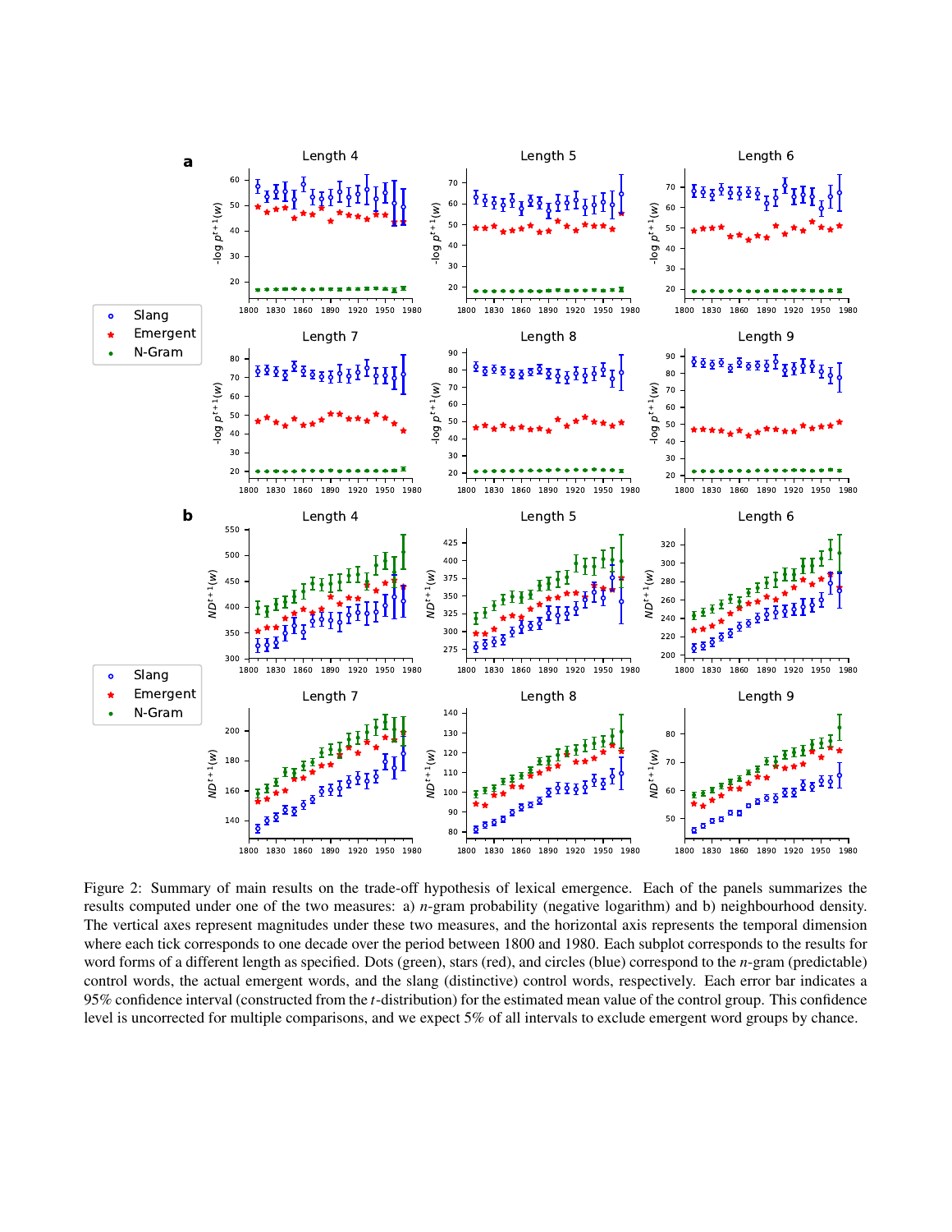Figure 2: Summary of main results on the trade-off hypothesis of lexical emergence. Each of the panels summarizes the results computed under one of the two measures: a) $n$-gram probability (negative logarithm) and b) neighbourhood density. The vertical axes represent magnitudes under these two measures, and the horizontal axis represents the temporal dimension where each tick corresponds to one decade over the period between 1800 and 1980. Each subplot corresponds to the results for word forms of a different length as specified. Dots (green), stars (red), and circles (blue) correspond to the $n$-gram (predictable) control words, the actual emergent words, and the slang (distinctive) control words, respectively. Each error bar indicates a 95% confidence interval (constructed from the $t$-distribution) for the estimated mean value of the control group. This confidence level is uncorrected for multiple comparisons, and we expect 5% of all intervals to exclude emergent word groups by chance.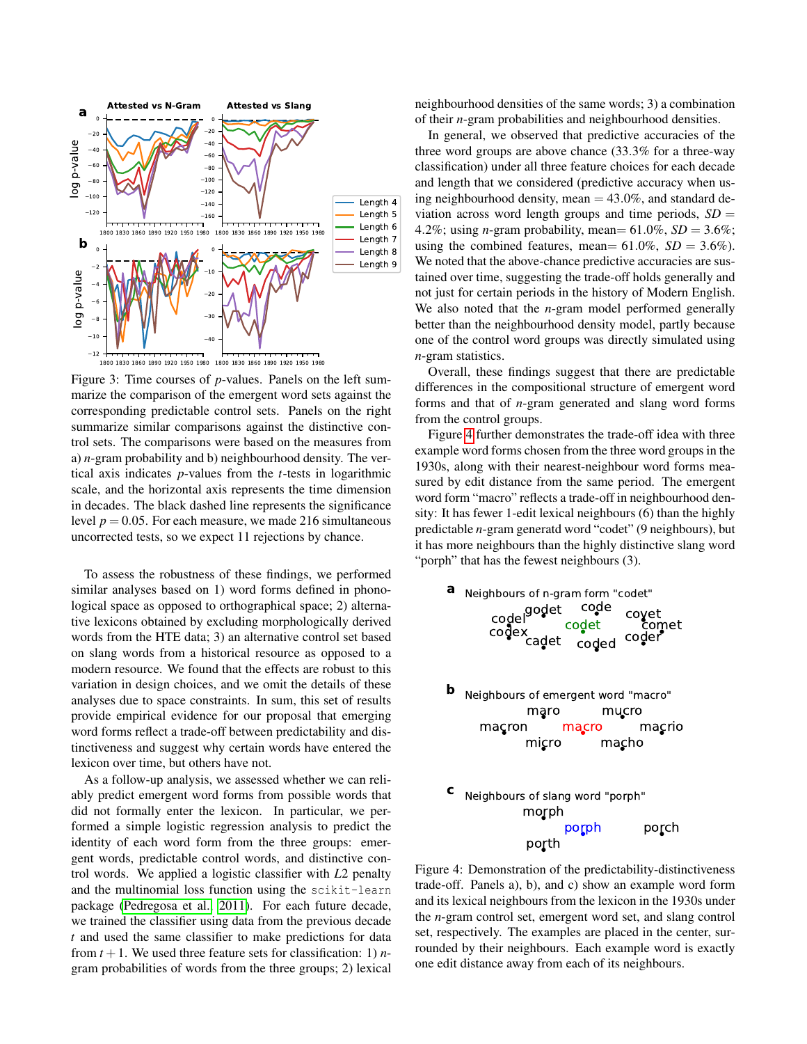Figure 3: Time courses of $p$-values. Panels on the left summarize the comparison of the emergent word sets against the corresponding predictable control sets. Panels on the right summarize similar comparisons against the distinctive control sets. The comparisons were based on the measures from a) $n$-gram probability and b) neighbourhood density. The vertical axis indicates $p$-values from the $t$-tests in logarithmic scale, and the horizontal axis represents the time dimension in decades. The black dashed line represents the significance level $p = 0.05$. For each measure, we made 216 simultaneous uncorrected tests, so we expect 11 rejections by chance.

To assess the robustness of these findings, we performed similar analyses based on 1) word forms defined in phonological space as opposed to orthographical space; 2) alternative lexicons obtained by excluding morphologically derived words from the HTE data; 3) an alternative control set based on slang words from a historical resource as opposed to a modern resource. We found that the effects are robust to this variation in design choices, and we omit the details of these analyses due to space constraints. In sum, this set of results provide empirical evidence for our proposal that emerging word forms reflect a trade-off between predictability and distinctiveness and suggest why certain words have entered the lexicon over time, but others have not.

As a follow-up analysis, we assessed whether we can reliably predict emergent word forms from possible words that did not formally enter the lexicon. In particular, we performed a simple logistic regression analysis to predict the identity of each word form from the three groups: emergent words, predictable control words, and distinctive control words. We applied a logistic classifier with $L2$ penalty and the multinomial loss function using the `scikit-learn` package (Pedregosa et al., 2011). For each future decade, we trained the classifier using data from the previous decade $t$ and used the same classifier to make predictions for data from $t+1$. We used three feature sets for classification: 1) $n$-gram probabilities of words from the three groups; 2) lexical neighbourhood densities of the same words; 3) a combination of their $n$-gram probabilities and neighbourhood densities.

In general, we observed that predictive accuracies of the three word groups are above chance (33.3% for a three-way classification) under all three feature choices for each decade and length that we considered (predictive accuracy when using neighbourhood density, mean $=$ 43.0%, and standard deviation across word length groups and time periods, $SD =$ 4.2%; using $n$-gram probability, mean$=$ 61.0%, $SD =$ 3.6%; using the combined features, mean$=$ 61.0%, $SD =$ 3.6%). We noted that the above-chance predictive accuracies are sustained over time, suggesting the trade-off holds generally and not just for certain periods in the history of Modern English. We also noted that the $n$-gram model performed generally better than the neighbourhood density model, partly because one of the control word groups was directly simulated using $n$-gram statistics.

Overall, these findings suggest that there are predictable differences in the compositional structure of emergent word forms and that of $n$-gram generated and slang word forms from the control groups.

Figure 4 further demonstrates the trade-off idea with three example word forms chosen from the three word groups in the 1930s, along with their nearest-neighbour word forms measured by edit distance from the same period. The emergent word form "macro" reflects a trade-off in neighbourhood density: It has fewer 1-edit lexical neighbours (6) than the highly predictable $n$-gram generatd word "codet" (9 neighbours), but it has more neighbours than the highly distinctive slang word "porph" that has the fewest neighbours (3).

Figure 4: Demonstration of the predictability-distinctiveness trade-off. Panels a), b), and c) show an example word form and its lexical neighbours from the lexicon in the 1930s under the $n$-gram control set, emergent word set, and slang control set, respectively. The examples are placed in the center, surrounded by their neighbours. Each example word is exactly one edit distance away from each of its neighbours.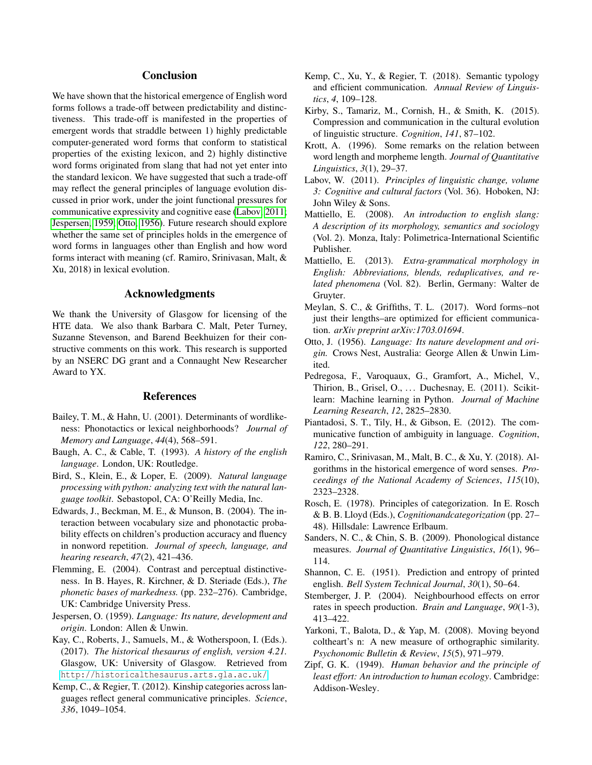## Conclusion

We have shown that the historical emergence of English word forms follows a trade-off between predictability and distinctiveness. This trade-off is manifested in the properties of emergent words that straddle between 1) highly predictable computer-generated word forms that conform to statistical properties of the existing lexicon, and 2) highly distinctive word forms originated from slang that had not yet enter into the standard lexicon. We have suggested that such a trade-off may reflect the general principles of language evolution discussed in prior work, under the joint functional pressures for communicative expressivity and cognitive ease (Labov, 2011; Jespersen, 1959; Otto, 1956). Future research should explore whether the same set of principles holds in the emergence of word forms in languages other than English and how word forms interact with meaning (cf. Ramiro, Srinivasan, Malt, & Xu, 2018) in lexical evolution.

## Acknowledgments

We thank the University of Glasgow for licensing of the HTE data. We also thank Barbara C. Malt, Peter Turney, Suzanne Stevenson, and Barend Beekhuizen for their constructive comments on this work. This research is supported by an NSERC DG grant and a Connaught New Researcher Award to YX.

## References

Bailey, T. M., & Hahn, U. (2001). Determinants of wordlikeness: Phonotactics or lexical neighborhoods? *Journal of Memory and Language*, *44*(4), 568–591.

Baugh, A. C., & Cable, T. (1993). *A history of the english language*. London, UK: Routledge.

Bird, S., Klein, E., & Loper, E. (2009). *Natural language processing with python: analyzing text with the natural language toolkit*. Sebastopol, CA: O'Reilly Media, Inc.

Edwards, J., Beckman, M. E., & Munson, B. (2004). The interaction between vocabulary size and phonotactic probability effects on children's production accuracy and fluency in nonword repetition. *Journal of speech, language, and hearing research*, *47*(2), 421–436.

Flemming, E. (2004). Contrast and perceptual distinctiveness. In B. Hayes, R. Kirchner, & D. Steriade (Eds.), *The phonetic bases of markedness.* (pp. 232–276). Cambridge, UK: Cambridge University Press.

Jespersen, O. (1959). *Language: Its nature, development and origin*. London: Allen & Unwin.

Kay, C., Roberts, J., Samuels, M., & Wotherspoon, I. (Eds.). (2017). *The historical thesaurus of english, version 4.21.* Glasgow, UK: University of Glasgow. Retrieved from http://historicalthesaurus.arts.gla.ac.uk/

Kemp, C., & Regier, T. (2012). Kinship categories across languages reflect general communicative principles. *Science*, *336*, 1049–1054.

Kemp, C., Xu, Y., & Regier, T. (2018). Semantic typology and efficient communication. *Annual Review of Linguistics*, *4*, 109–128.

Kirby, S., Tamariz, M., Cornish, H., & Smith, K. (2015). Compression and communication in the cultural evolution of linguistic structure. *Cognition*, *141*, 87–102.

Krott, A. (1996). Some remarks on the relation between word length and morpheme length. *Journal of Quantitative Linguistics*, *3*(1), 29–37.

Labov, W. (2011). *Principles of linguistic change, volume 3: Cognitive and cultural factors* (Vol. 36). Hoboken, NJ: John Wiley & Sons.

Mattiello, E. (2008). *An introduction to english slang: A description of its morphology, semantics and sociology* (Vol. 2). Monza, Italy: Polimetrica-International Scientific Publisher.

Mattiello, E. (2013). *Extra-grammatical morphology in English: Abbreviations, blends, reduplicatives, and related phenomena* (Vol. 82). Berlin, Germany: Walter de Gruyter.

Meylan, S. C., & Griffiths, T. L. (2017). Word forms–not just their lengths–are optimized for efficient communication. *arXiv preprint arXiv:1703.01694*.

Otto, J. (1956). *Language: Its nature development and origin.* Crows Nest, Australia: George Allen & Unwin Limited.

Pedregosa, F., Varoquaux, G., Gramfort, A., Michel, V., Thirion, B., Grisel, O., ... Duchesnay, E. (2011). Scikit-learn: Machine learning in Python. *Journal of Machine Learning Research*, *12*, 2825–2830.

Piantadosi, S. T., Tily, H., & Gibson, E. (2012). The communicative function of ambiguity in language. *Cognition*, *122*, 280–291.

Ramiro, C., Srinivasan, M., Malt, B. C., & Xu, Y. (2018). Algorithms in the historical emergence of word senses. *Proceedings of the National Academy of Sciences*, *115*(10), 2323–2328.

Rosch, E. (1978). Principles of categorization. In E. Rosch & B. B. Lloyd (Eds.), *Cognitionandcategorization* (pp. 27–48). Hillsdale: Lawrence Erlbaum.

Sanders, N. C., & Chin, S. B. (2009). Phonological distance measures. *Journal of Quantitative Linguistics*, *16*(1), 96–114.

Shannon, C. E. (1951). Prediction and entropy of printed english. *Bell System Technical Journal*, *30*(1), 50–64.

Stemberger, J. P. (2004). Neighbourhood effects on error rates in speech production. *Brain and Language*, *90*(1-3), 413–422.

Yarkoni, T., Balota, D., & Yap, M. (2008). Moving beyond coltheart's n: A new measure of orthographic similarity. *Psychonomic Bulletin & Review*, *15*(5), 971–979.

Zipf, G. K. (1949). *Human behavior and the principle of least effort: An introduction to human ecology*. Cambridge: Addison-Wesley.